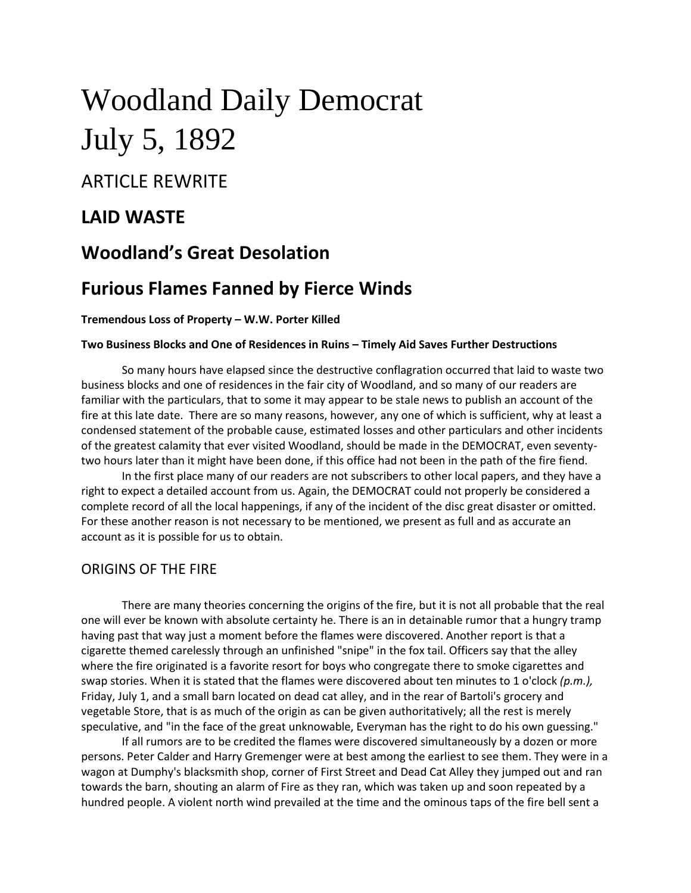# Woodland Daily Democrat
# July 5, 1892

## ARTICLE REWRITE

## LAID WASTE

## Woodland's Great Desolation

## Furious Flames Fanned by Fierce Winds

**Tremendous Loss of Property – W.W. Porter Killed**

**Two Business Blocks and One of Residences in Ruins – Timely Aid Saves Further Destructions**

So many hours have elapsed since the destructive conflagration occurred that laid to waste two business blocks and one of residences in the fair city of Woodland, and so many of our readers are familiar with the particulars, that to some it may appear to be stale news to publish an account of the fire at this late date. There are so many reasons, however, any one of which is sufficient, why at least a condensed statement of the probable cause, estimated losses and other particulars and other incidents of the greatest calamity that ever visited Woodland, should be made in the DEMOCRAT, even seventy-two hours later than it might have been done, if this office had not been in the path of the fire fiend.

In the first place many of our readers are not subscribers to other local papers, and they have a right to expect a detailed account from us. Again, the DEMOCRAT could not properly be considered a complete record of all the local happenings, if any of the incident of the disc great disaster or omitted. For these another reason is not necessary to be mentioned, we present as full and as accurate an account as it is possible for us to obtain.

## ORIGINS OF THE FIRE

There are many theories concerning the origins of the fire, but it is not all probable that the real one will ever be known with absolute certainty he. There is an in detainable rumor that a hungry tramp having past that way just a moment before the flames were discovered. Another report is that a cigarette themed carelessly through an unfinished "snipe" in the fox tail. Officers say that the alley where the fire originated is a favorite resort for boys who congregate there to smoke cigarettes and swap stories. When it is stated that the flames were discovered about ten minutes to 1 o'clock *(p.m.),* Friday, July 1, and a small barn located on dead cat alley, and in the rear of Bartoli's grocery and vegetable Store, that is as much of the origin as can be given authoritatively; all the rest is merely speculative, and "in the face of the great unknowable, Everyman has the right to do his own guessing."

If all rumors are to be credited the flames were discovered simultaneously by a dozen or more persons. Peter Calder and Harry Gremenger were at best among the earliest to see them. They were in a wagon at Dumphy's blacksmith shop, corner of First Street and Dead Cat Alley they jumped out and ran towards the barn, shouting an alarm of Fire as they ran, which was taken up and soon repeated by a hundred people. A violent north wind prevailed at the time and the ominous taps of the fire bell sent a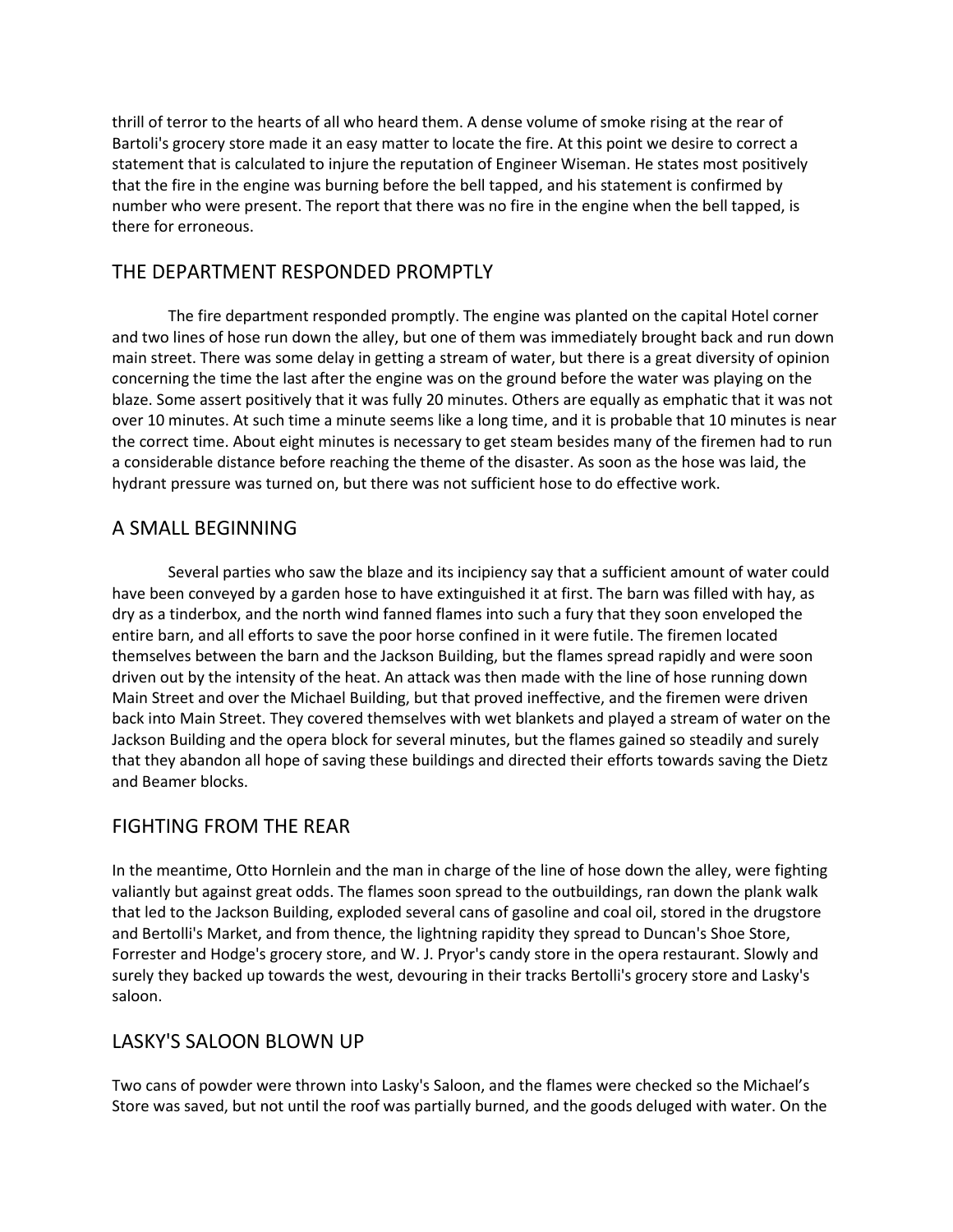thrill of terror to the hearts of all who heard them. A dense volume of smoke rising at the rear of Bartoli's grocery store made it an easy matter to locate the fire. At this point we desire to correct a statement that is calculated to injure the reputation of Engineer Wiseman. He states most positively that the fire in the engine was burning before the bell tapped, and his statement is confirmed by number who were present. The report that there was no fire in the engine when the bell tapped, is there for erroneous.

## THE DEPARTMENT RESPONDED PROMPTLY

The fire department responded promptly. The engine was planted on the capital Hotel corner and two lines of hose run down the alley, but one of them was immediately brought back and run down main street. There was some delay in getting a stream of water, but there is a great diversity of opinion concerning the time the last after the engine was on the ground before the water was playing on the blaze. Some assert positively that it was fully 20 minutes. Others are equally as emphatic that it was not over 10 minutes. At such time a minute seems like a long time, and it is probable that 10 minutes is near the correct time. About eight minutes is necessary to get steam besides many of the firemen had to run a considerable distance before reaching the theme of the disaster. As soon as the hose was laid, the hydrant pressure was turned on, but there was not sufficient hose to do effective work.

## A SMALL BEGINNING

Several parties who saw the blaze and its incipiency say that a sufficient amount of water could have been conveyed by a garden hose to have extinguished it at first. The barn was filled with hay, as dry as a tinderbox, and the north wind fanned flames into such a fury that they soon enveloped the entire barn, and all efforts to save the poor horse confined in it were futile. The firemen located themselves between the barn and the Jackson Building, but the flames spread rapidly and were soon driven out by the intensity of the heat. An attack was then made with the line of hose running down Main Street and over the Michael Building, but that proved ineffective, and the firemen were driven back into Main Street. They covered themselves with wet blankets and played a stream of water on the Jackson Building and the opera block for several minutes, but the flames gained so steadily and surely that they abandon all hope of saving these buildings and directed their efforts towards saving the Dietz and Beamer blocks.

## FIGHTING FROM THE REAR

In the meantime, Otto Hornlein and the man in charge of the line of hose down the alley, were fighting valiantly but against great odds. The flames soon spread to the outbuildings, ran down the plank walk that led to the Jackson Building, exploded several cans of gasoline and coal oil, stored in the drugstore and Bertolli's Market, and from thence, the lightning rapidity they spread to Duncan's Shoe Store, Forrester and Hodge's grocery store, and W. J. Pryor's candy store in the opera restaurant. Slowly and surely they backed up towards the west, devouring in their tracks Bertolli's grocery store and Lasky's saloon.

## LASKY'S SALOON BLOWN UP

Two cans of powder were thrown into Lasky's Saloon, and the flames were checked so the Michael's Store was saved, but not until the roof was partially burned, and the goods deluged with water. On the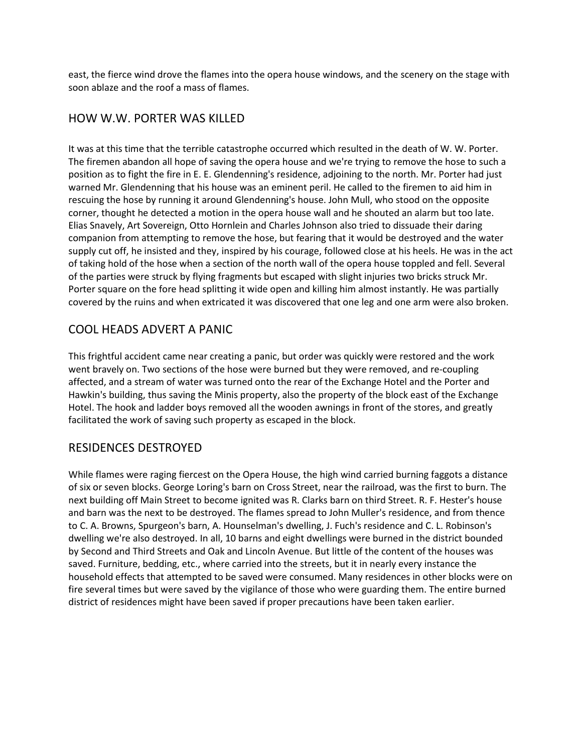east, the fierce wind drove the flames into the opera house windows, and the scenery on the stage with soon ablaze and the roof a mass of flames.

## HOW W.W. PORTER WAS KILLED

It was at this time that the terrible catastrophe occurred which resulted in the death of W. W. Porter. The firemen abandon all hope of saving the opera house and we're trying to remove the hose to such a position as to fight the fire in E. E. Glendenning's residence, adjoining to the north. Mr. Porter had just warned Mr. Glendenning that his house was an eminent peril. He called to the firemen to aid him in rescuing the hose by running it around Glendenning's house. John Mull, who stood on the opposite corner, thought he detected a motion in the opera house wall and he shouted an alarm but too late. Elias Snavely, Art Sovereign, Otto Hornlein and Charles Johnson also tried to dissuade their daring companion from attempting to remove the hose, but fearing that it would be destroyed and the water supply cut off, he insisted and they, inspired by his courage, followed close at his heels. He was in the act of taking hold of the hose when a section of the north wall of the opera house toppled and fell. Several of the parties were struck by flying fragments but escaped with slight injuries two bricks struck Mr. Porter square on the fore head splitting it wide open and killing him almost instantly. He was partially covered by the ruins and when extricated it was discovered that one leg and one arm were also broken.

## COOL HEADS ADVERT A PANIC

This frightful accident came near creating a panic, but order was quickly were restored and the work went bravely on. Two sections of the hose were burned but they were removed, and re-coupling affected, and a stream of water was turned onto the rear of the Exchange Hotel and the Porter and Hawkin's building, thus saving the Minis property, also the property of the block east of the Exchange Hotel. The hook and ladder boys removed all the wooden awnings in front of the stores, and greatly facilitated the work of saving such property as escaped in the block.

## RESIDENCES DESTROYED

While flames were raging fiercest on the Opera House, the high wind carried burning faggots a distance of six or seven blocks. George Loring's barn on Cross Street, near the railroad, was the first to burn. The next building off Main Street to become ignited was R. Clarks barn on third Street. R. F. Hester's house and barn was the next to be destroyed. The flames spread to John Muller's residence, and from thence to C. A. Browns, Spurgeon's barn, A. Hounselman's dwelling, J. Fuch's residence and C. L. Robinson's dwelling we're also destroyed. In all, 10 barns and eight dwellings were burned in the district bounded by Second and Third Streets and Oak and Lincoln Avenue. But little of the content of the houses was saved. Furniture, bedding, etc., where carried into the streets, but it in nearly every instance the household effects that attempted to be saved were consumed. Many residences in other blocks were on fire several times but were saved by the vigilance of those who were guarding them. The entire burned district of residences might have been saved if proper precautions have been taken earlier.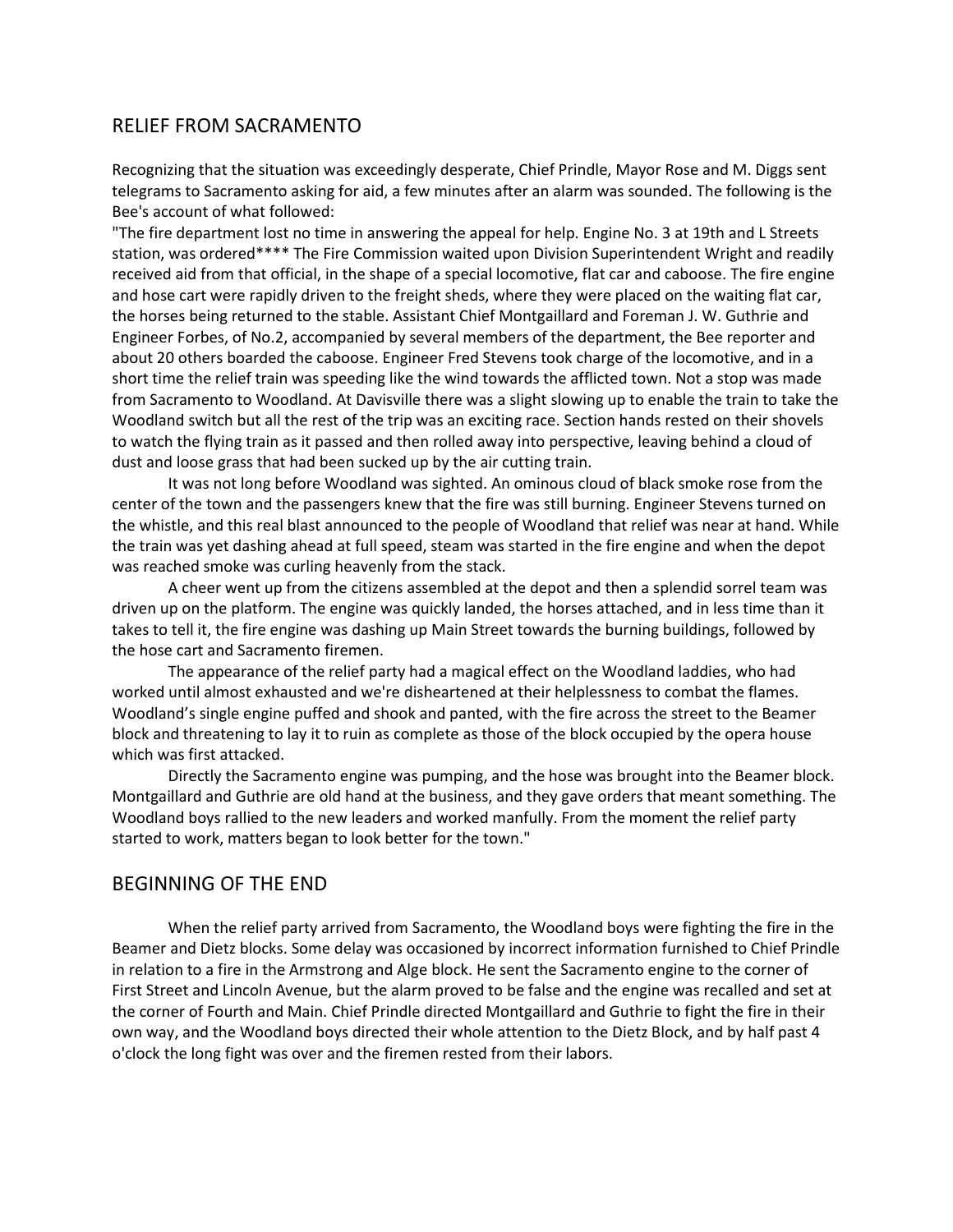## RELIEF FROM SACRAMENTO

Recognizing that the situation was exceedingly desperate, Chief Prindle, Mayor Rose and M. Diggs sent telegrams to Sacramento asking for aid, a few minutes after an alarm was sounded. The following is the Bee's account of what followed:

"The fire department lost no time in answering the appeal for help. Engine No. 3 at 19th and L Streets station, was ordered**** The Fire Commission waited upon Division Superintendent Wright and readily received aid from that official, in the shape of a special locomotive, flat car and caboose. The fire engine and hose cart were rapidly driven to the freight sheds, where they were placed on the waiting flat car, the horses being returned to the stable. Assistant Chief Montgaillard and Foreman J. W. Guthrie and Engineer Forbes, of No.2, accompanied by several members of the department, the Bee reporter and about 20 others boarded the caboose. Engineer Fred Stevens took charge of the locomotive, and in a short time the relief train was speeding like the wind towards the afflicted town. Not a stop was made from Sacramento to Woodland. At Davisville there was a slight slowing up to enable the train to take the Woodland switch but all the rest of the trip was an exciting race. Section hands rested on their shovels to watch the flying train as it passed and then rolled away into perspective, leaving behind a cloud of dust and loose grass that had been sucked up by the air cutting train.

It was not long before Woodland was sighted. An ominous cloud of black smoke rose from the center of the town and the passengers knew that the fire was still burning. Engineer Stevens turned on the whistle, and this real blast announced to the people of Woodland that relief was near at hand. While the train was yet dashing ahead at full speed, steam was started in the fire engine and when the depot was reached smoke was curling heavenly from the stack.

A cheer went up from the citizens assembled at the depot and then a splendid sorrel team was driven up on the platform. The engine was quickly landed, the horses attached, and in less time than it takes to tell it, the fire engine was dashing up Main Street towards the burning buildings, followed by the hose cart and Sacramento firemen.

The appearance of the relief party had a magical effect on the Woodland laddies, who had worked until almost exhausted and we're disheartened at their helplessness to combat the flames. Woodland's single engine puffed and shook and panted, with the fire across the street to the Beamer block and threatening to lay it to ruin as complete as those of the block occupied by the opera house which was first attacked.

Directly the Sacramento engine was pumping, and the hose was brought into the Beamer block. Montgaillard and Guthrie are old hand at the business, and they gave orders that meant something. The Woodland boys rallied to the new leaders and worked manfully. From the moment the relief party started to work, matters began to look better for the town."

## BEGINNING OF THE END

When the relief party arrived from Sacramento, the Woodland boys were fighting the fire in the Beamer and Dietz blocks. Some delay was occasioned by incorrect information furnished to Chief Prindle in relation to a fire in the Armstrong and Alge block. He sent the Sacramento engine to the corner of First Street and Lincoln Avenue, but the alarm proved to be false and the engine was recalled and set at the corner of Fourth and Main. Chief Prindle directed Montgaillard and Guthrie to fight the fire in their own way, and the Woodland boys directed their whole attention to the Dietz Block, and by half past 4 o'clock the long fight was over and the firemen rested from their labors.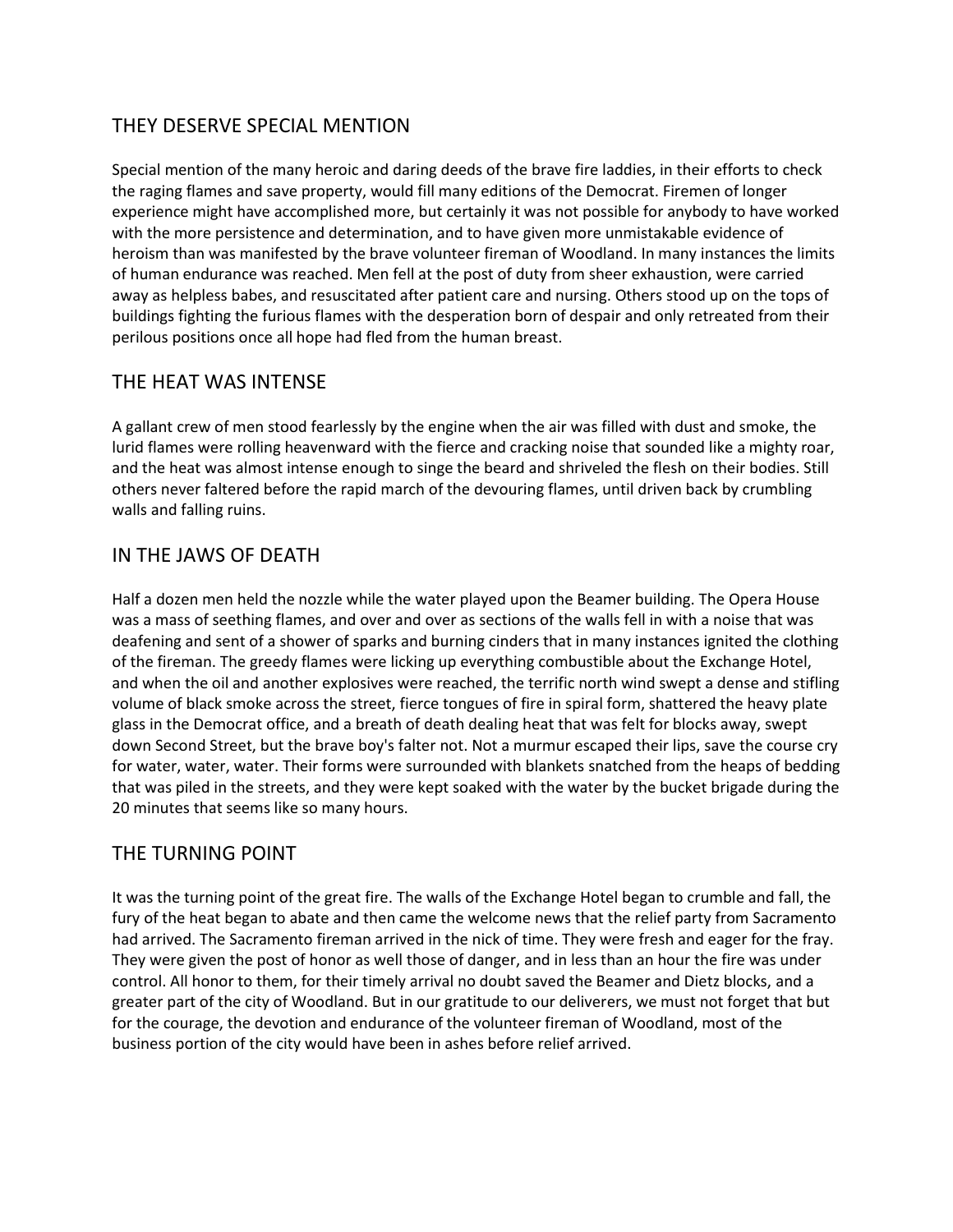## THEY DESERVE SPECIAL MENTION

Special mention of the many heroic and daring deeds of the brave fire laddies, in their efforts to check the raging flames and save property, would fill many editions of the Democrat. Firemen of longer experience might have accomplished more, but certainly it was not possible for anybody to have worked with the more persistence and determination, and to have given more unmistakable evidence of heroism than was manifested by the brave volunteer fireman of Woodland. In many instances the limits of human endurance was reached. Men fell at the post of duty from sheer exhaustion, were carried away as helpless babes, and resuscitated after patient care and nursing. Others stood up on the tops of buildings fighting the furious flames with the desperation born of despair and only retreated from their perilous positions once all hope had fled from the human breast.

## THE HEAT WAS INTENSE

A gallant crew of men stood fearlessly by the engine when the air was filled with dust and smoke, the lurid flames were rolling heavenward with the fierce and cracking noise that sounded like a mighty roar, and the heat was almost intense enough to singe the beard and shriveled the flesh on their bodies. Still others never faltered before the rapid march of the devouring flames, until driven back by crumbling walls and falling ruins.

## IN THE JAWS OF DEATH

Half a dozen men held the nozzle while the water played upon the Beamer building. The Opera House was a mass of seething flames, and over and over as sections of the walls fell in with a noise that was deafening and sent of a shower of sparks and burning cinders that in many instances ignited the clothing of the fireman. The greedy flames were licking up everything combustible about the Exchange Hotel, and when the oil and another explosives were reached, the terrific north wind swept a dense and stifling volume of black smoke across the street, fierce tongues of fire in spiral form, shattered the heavy plate glass in the Democrat office, and a breath of death dealing heat that was felt for blocks away, swept down Second Street, but the brave boy's falter not. Not a murmur escaped their lips, save the course cry for water, water, water. Their forms were surrounded with blankets snatched from the heaps of bedding that was piled in the streets, and they were kept soaked with the water by the bucket brigade during the 20 minutes that seems like so many hours.

## THE TURNING POINT

It was the turning point of the great fire. The walls of the Exchange Hotel began to crumble and fall, the fury of the heat began to abate and then came the welcome news that the relief party from Sacramento had arrived. The Sacramento fireman arrived in the nick of time. They were fresh and eager for the fray. They were given the post of honor as well those of danger, and in less than an hour the fire was under control. All honor to them, for their timely arrival no doubt saved the Beamer and Dietz blocks, and a greater part of the city of Woodland. But in our gratitude to our deliverers, we must not forget that but for the courage, the devotion and endurance of the volunteer fireman of Woodland, most of the business portion of the city would have been in ashes before relief arrived.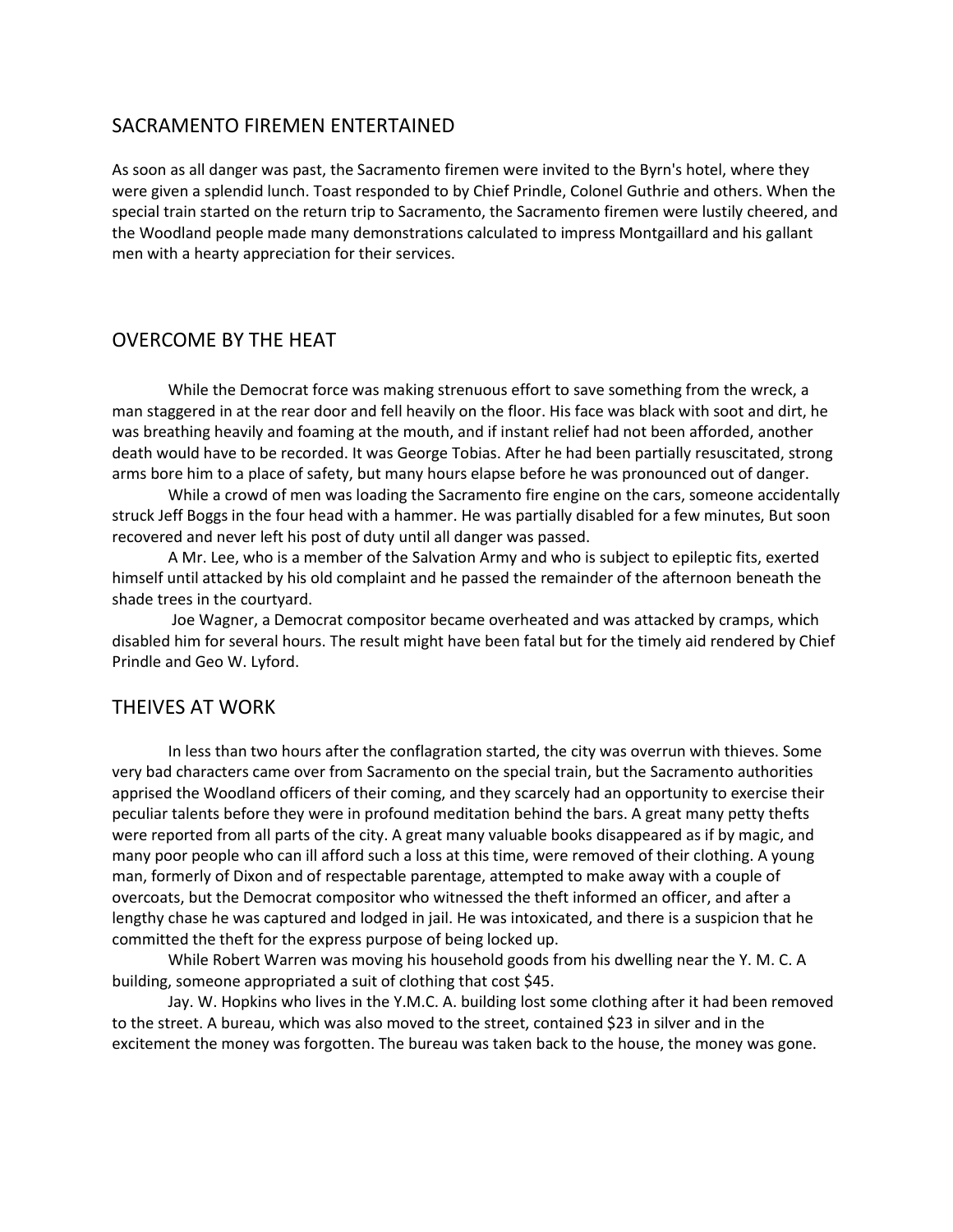## SACRAMENTO FIREMEN ENTERTAINED

As soon as all danger was past, the Sacramento firemen were invited to the Byrn's hotel, where they were given a splendid lunch. Toast responded to by Chief Prindle, Colonel Guthrie and others. When the special train started on the return trip to Sacramento, the Sacramento firemen were lustily cheered, and the Woodland people made many demonstrations calculated to impress Montgaillard and his gallant men with a hearty appreciation for their services.

## OVERCOME BY THE HEAT

While the Democrat force was making strenuous effort to save something from the wreck, a man staggered in at the rear door and fell heavily on the floor. His face was black with soot and dirt, he was breathing heavily and foaming at the mouth, and if instant relief had not been afforded, another death would have to be recorded. It was George Tobias. After he had been partially resuscitated, strong arms bore him to a place of safety, but many hours elapse before he was pronounced out of danger.

While a crowd of men was loading the Sacramento fire engine on the cars, someone accidentally struck Jeff Boggs in the four head with a hammer. He was partially disabled for a few minutes, But soon recovered and never left his post of duty until all danger was passed.

A Mr. Lee, who is a member of the Salvation Army and who is subject to epileptic fits, exerted himself until attacked by his old complaint and he passed the remainder of the afternoon beneath the shade trees in the courtyard.

Joe Wagner, a Democrat compositor became overheated and was attacked by cramps, which disabled him for several hours. The result might have been fatal but for the timely aid rendered by Chief Prindle and Geo W. Lyford.

## THEIVES AT WORK

In less than two hours after the conflagration started, the city was overrun with thieves. Some very bad characters came over from Sacramento on the special train, but the Sacramento authorities apprised the Woodland officers of their coming, and they scarcely had an opportunity to exercise their peculiar talents before they were in profound meditation behind the bars. A great many petty thefts were reported from all parts of the city. A great many valuable books disappeared as if by magic, and many poor people who can ill afford such a loss at this time, were removed of their clothing. A young man, formerly of Dixon and of respectable parentage, attempted to make away with a couple of overcoats, but the Democrat compositor who witnessed the theft informed an officer, and after a lengthy chase he was captured and lodged in jail. He was intoxicated, and there is a suspicion that he committed the theft for the express purpose of being locked up.

While Robert Warren was moving his household goods from his dwelling near the Y. M. C. A building, someone appropriated a suit of clothing that cost $45.

Jay. W. Hopkins who lives in the Y.M.C. A. building lost some clothing after it had been removed to the street. A bureau, which was also moved to the street, contained $23 in silver and in the excitement the money was forgotten. The bureau was taken back to the house, the money was gone.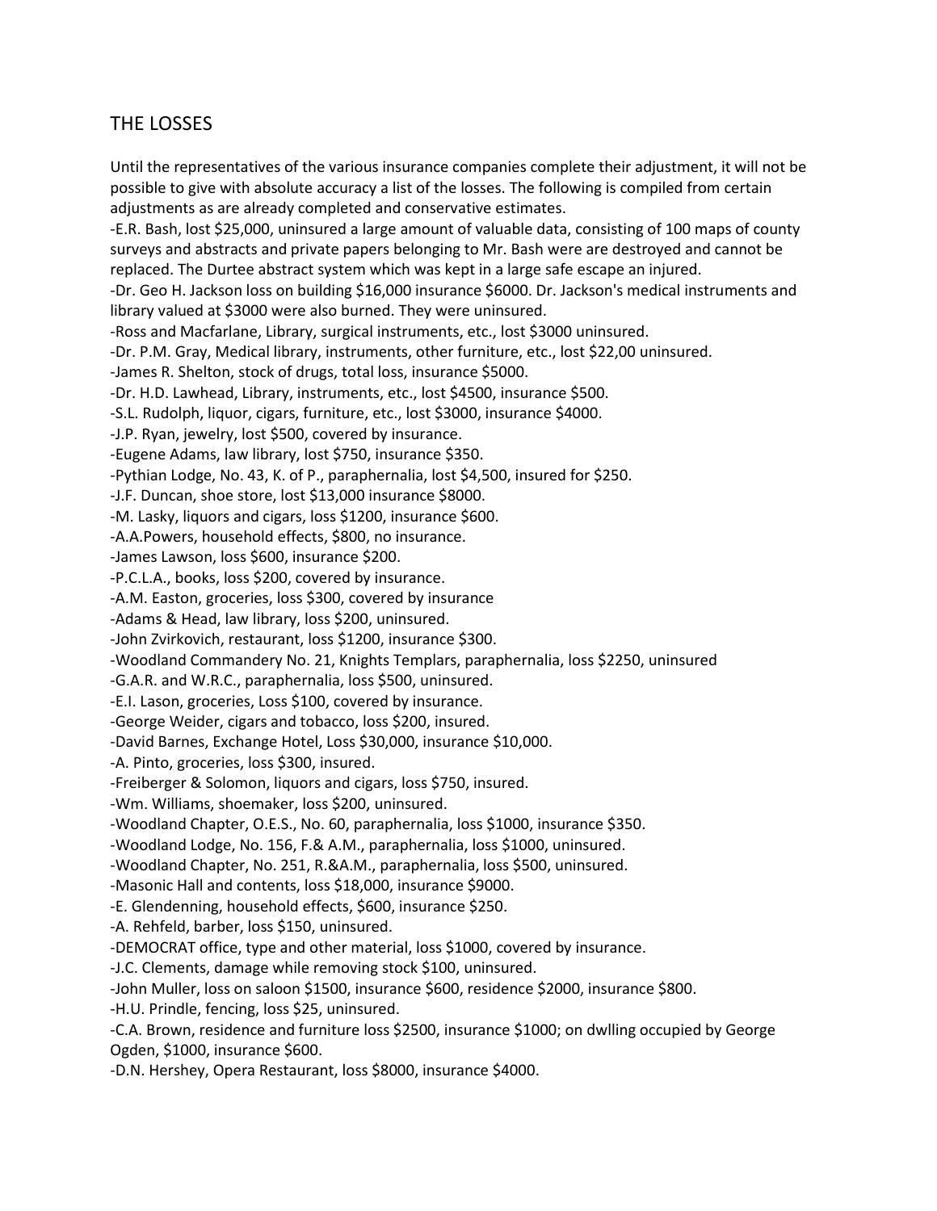## THE LOSSES

Until the representatives of the various insurance companies complete their adjustment, it will not be possible to give with absolute accuracy a list of the losses. The following is compiled from certain adjustments as are already completed and conservative estimates.

-E.R. Bash, lost $25,000, uninsured a large amount of valuable data, consisting of 100 maps of county surveys and abstracts and private papers belonging to Mr. Bash were are destroyed and cannot be replaced. The Durtee abstract system which was kept in a large safe escape an injured.

-Dr. Geo H. Jackson loss on building $16,000 insurance $6000. Dr. Jackson's medical instruments and library valued at $3000 were also burned. They were uninsured.

-Ross and Macfarlane, Library, surgical instruments, etc., lost $3000 uninsured.

-Dr. P.M. Gray, Medical library, instruments, other furniture, etc., lost $22,00 uninsured.

-James R. Shelton, stock of drugs, total loss, insurance $5000.

-Dr. H.D. Lawhead, Library, instruments, etc., lost $4500, insurance $500.

-S.L. Rudolph, liquor, cigars, furniture, etc., lost $3000, insurance $4000.

-J.P. Ryan, jewelry, lost $500, covered by insurance.

-Eugene Adams, law library, lost $750, insurance $350.

-Pythian Lodge, No. 43, K. of P., paraphernalia, lost $4,500, insured for $250.

-J.F. Duncan, shoe store, lost $13,000 insurance $8000.

-M. Lasky, liquors and cigars, loss $1200, insurance $600.

-A.A.Powers, household effects, $800, no insurance.

-James Lawson, loss $600, insurance $200.

-P.C.L.A., books, loss $200, covered by insurance.

-A.M. Easton, groceries, loss $300, covered by insurance

-Adams & Head, law library, loss $200, uninsured.

-John Zvirkovich, restaurant, loss $1200, insurance $300.

-Woodland Commandery No. 21, Knights Templars, paraphernalia, loss $2250, uninsured

-G.A.R. and W.R.C., paraphernalia, loss $500, uninsured.

-E.I. Lason, groceries, Loss $100, covered by insurance.

-George Weider, cigars and tobacco, loss $200, insured.

-David Barnes, Exchange Hotel, Loss $30,000, insurance $10,000.

-A. Pinto, groceries, loss $300, insured.

-Freiberger & Solomon, liquors and cigars, loss $750, insured.

-Wm. Williams, shoemaker, loss $200, uninsured.

-Woodland Chapter, O.E.S., No. 60, paraphernalia, loss $1000, insurance $350.

-Woodland Lodge, No. 156, F.& A.M., paraphernalia, loss $1000, uninsured.

-Woodland Chapter, No. 251, R.&A.M., paraphernalia, loss $500, uninsured.

-Masonic Hall and contents, loss $18,000, insurance $9000.

-E. Glendenning, household effects, $600, insurance $250.

-A. Rehfeld, barber, loss $150, uninsured.

-DEMOCRAT office, type and other material, loss $1000, covered by insurance.

-J.C. Clements, damage while removing stock $100, uninsured.

-John Muller, loss on saloon $1500, insurance $600, residence $2000, insurance $800.

-H.U. Prindle, fencing, loss $25, uninsured.

-C.A. Brown, residence and furniture loss $2500, insurance $1000; on dwlling occupied by George Ogden, $1000, insurance $600.

-D.N. Hershey, Opera Restaurant, loss $8000, insurance $4000.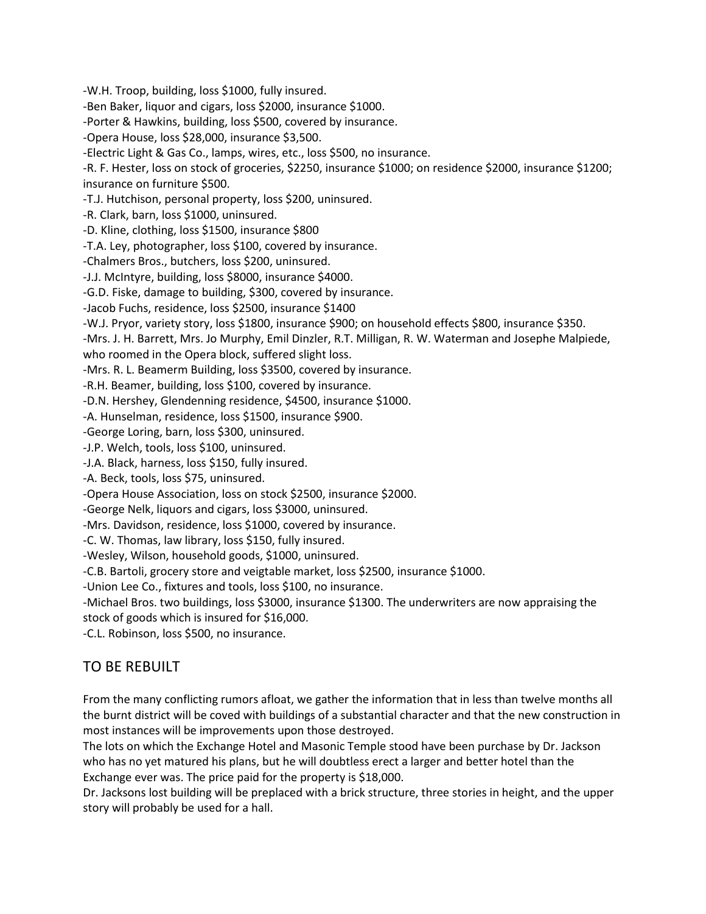-W.H. Troop, building, loss $1000, fully insured.

-Ben Baker, liquor and cigars, loss $2000, insurance $1000.

-Porter & Hawkins, building, loss $500, covered by insurance.

-Opera House, loss $28,000, insurance $3,500.

-Electric Light & Gas Co., lamps, wires, etc., loss $500, no insurance.

-R. F. Hester, loss on stock of groceries, $2250, insurance $1000; on residence $2000, insurance $1200; insurance on furniture $500.

-T.J. Hutchison, personal property, loss $200, uninsured.

-R. Clark, barn, loss $1000, uninsured.

-D. Kline, clothing, loss $1500, insurance $800

-T.A. Ley, photographer, loss $100, covered by insurance.

-Chalmers Bros., butchers, loss $200, uninsured.

-J.J. McIntyre, building, loss $8000, insurance $4000.

-G.D. Fiske, damage to building, $300, covered by insurance.

-Jacob Fuchs, residence, loss $2500, insurance $1400

-W.J. Pryor, variety story, loss $1800, insurance $900; on household effects $800, insurance $350.

-Mrs. J. H. Barrett, Mrs. Jo Murphy, Emil Dinzler, R.T. Milligan, R. W. Waterman and Josephe Malpiede, who roomed in the Opera block, suffered slight loss.

-Mrs. R. L. Beamerm Building, loss $3500, covered by insurance.

-R.H. Beamer, building, loss $100, covered by insurance.

-D.N. Hershey, Glendenning residence, $4500, insurance $1000.

-A. Hunselman, residence, loss $1500, insurance $900.

-George Loring, barn, loss $300, uninsured.

-J.P. Welch, tools, loss $100, uninsured.

-J.A. Black, harness, loss $150, fully insured.

-A. Beck, tools, loss $75, uninsured.

-Opera House Association, loss on stock $2500, insurance $2000.

-George Nelk, liquors and cigars, loss $3000, uninsured.

-Mrs. Davidson, residence, loss $1000, covered by insurance.

-C. W. Thomas, law library, loss $150, fully insured.

-Wesley, Wilson, household goods, $1000, uninsured.

-C.B. Bartoli, grocery store and veigtable market, loss $2500, insurance $1000.

-Union Lee Co., fixtures and tools, loss $100, no insurance.

-Michael Bros. two buildings, loss $3000, insurance $1300. The underwriters are now appraising the stock of goods which is insured for $16,000.

-C.L. Robinson, loss $500, no insurance.

## TO BE REBUILT

From the many conflicting rumors afloat, we gather the information that in less than twelve months all the burnt district will be coved with buildings of a substantial character and that the new construction in most instances will be improvements upon those destroyed.

The lots on which the Exchange Hotel and Masonic Temple stood have been purchase by Dr. Jackson who has no yet matured his plans, but he will doubtless erect a larger and better hotel than the Exchange ever was. The price paid for the property is $18,000.

Dr. Jacksons lost building will be preplaced with a brick structure, three stories in height, and the upper story will probably be used for a hall.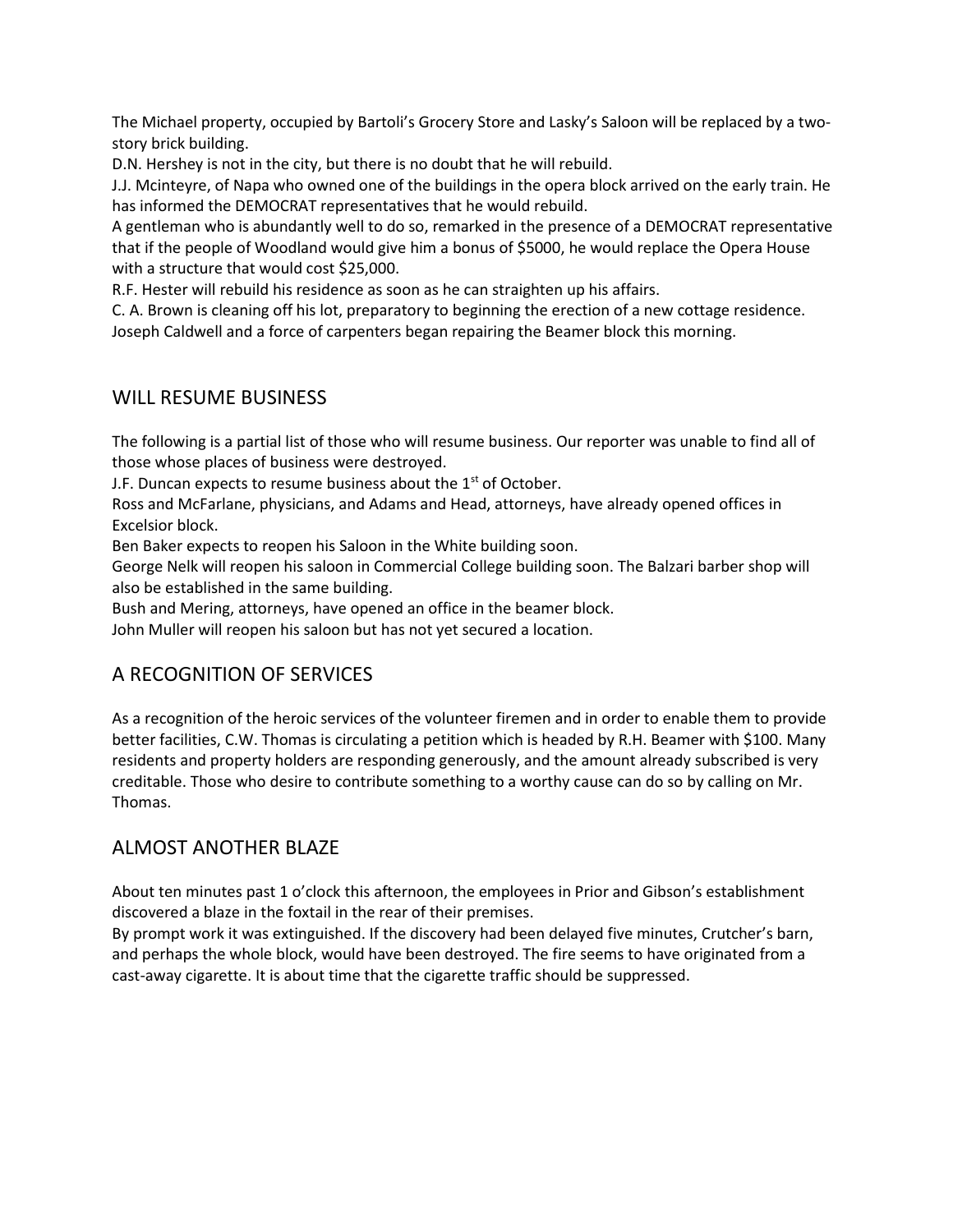The Michael property, occupied by Bartoli's Grocery Store and Lasky's Saloon will be replaced by a two-story brick building.

D.N. Hershey is not in the city, but there is no doubt that he will rebuild.

J.J. Mcinteyre, of Napa who owned one of the buildings in the opera block arrived on the early train. He has informed the DEMOCRAT representatives that he would rebuild.

A gentleman who is abundantly well to do so, remarked in the presence of a DEMOCRAT representative that if the people of Woodland would give him a bonus of $5000, he would replace the Opera House with a structure that would cost $25,000.

R.F. Hester will rebuild his residence as soon as he can straighten up his affairs.

C. A. Brown is cleaning off his lot, preparatory to beginning the erection of a new cottage residence.

Joseph Caldwell and a force of carpenters began repairing the Beamer block this morning.

## WILL RESUME BUSINESS

The following is a partial list of those who will resume business. Our reporter was unable to find all of those whose places of business were destroyed.

J.F. Duncan expects to resume business about the 1st of October.

Ross and McFarlane, physicians, and Adams and Head, attorneys, have already opened offices in Excelsior block.

Ben Baker expects to reopen his Saloon in the White building soon.

George Nelk will reopen his saloon in Commercial College building soon. The Balzari barber shop will also be established in the same building.

Bush and Mering, attorneys, have opened an office in the beamer block.

John Muller will reopen his saloon but has not yet secured a location.

## A RECOGNITION OF SERVICES

As a recognition of the heroic services of the volunteer firemen and in order to enable them to provide better facilities, C.W. Thomas is circulating a petition which is headed by R.H. Beamer with $100. Many residents and property holders are responding generously, and the amount already subscribed is very creditable. Those who desire to contribute something to a worthy cause can do so by calling on Mr. Thomas.

## ALMOST ANOTHER BLAZE

About ten minutes past 1 o'clock this afternoon, the employees in Prior and Gibson's establishment discovered a blaze in the foxtail in the rear of their premises.

By prompt work it was extinguished. If the discovery had been delayed five minutes, Crutcher's barn, and perhaps the whole block, would have been destroyed. The fire seems to have originated from a cast-away cigarette. It is about time that the cigarette traffic should be suppressed.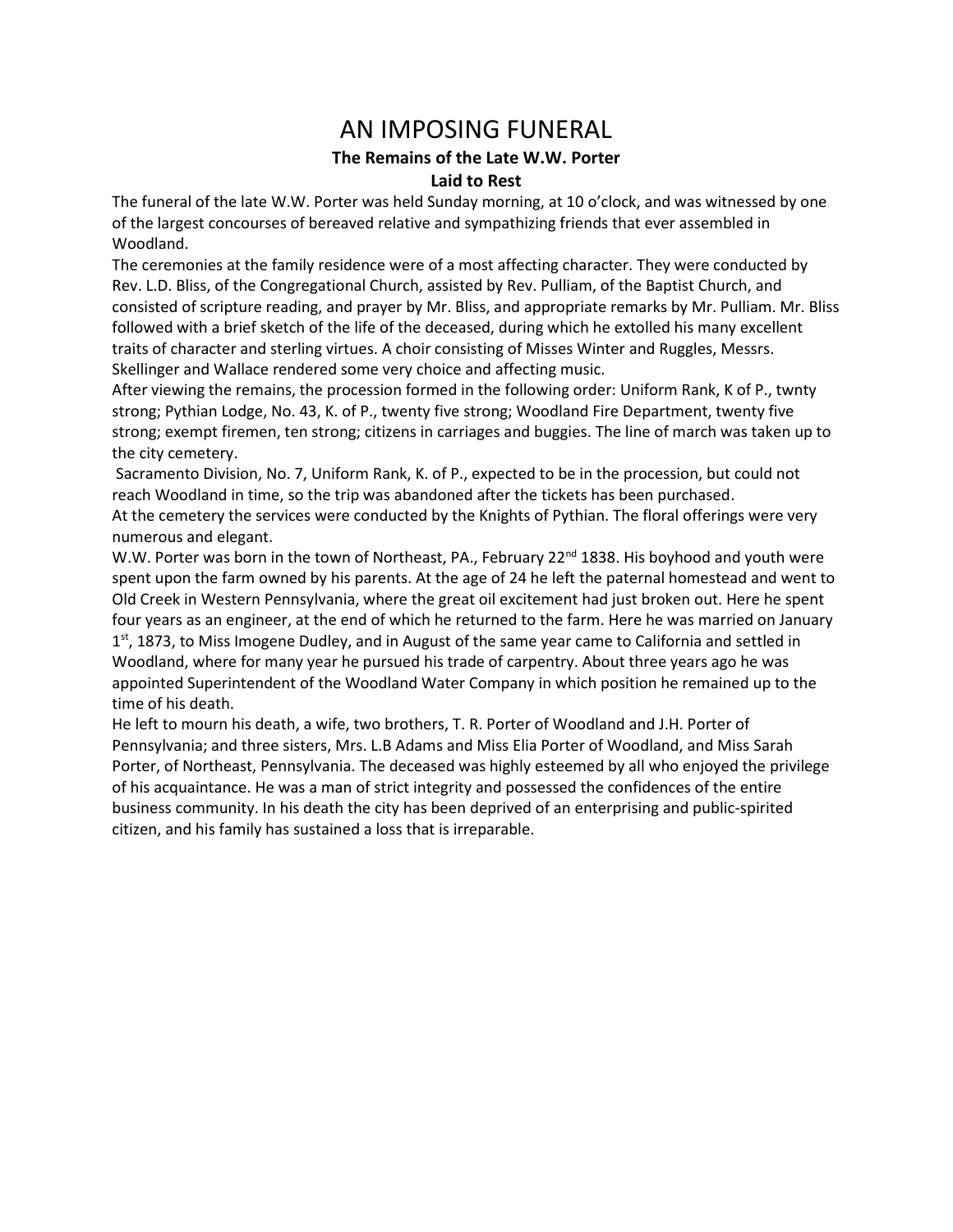# AN IMPOSING FUNERAL

## The Remains of the Late W.W. Porter

## Laid to Rest

The funeral of the late W.W. Porter was held Sunday morning, at 10 o'clock, and was witnessed by one of the largest concourses of bereaved relative and sympathizing friends that ever assembled in Woodland.

The ceremonies at the family residence were of a most affecting character. They were conducted by Rev. L.D. Bliss, of the Congregational Church, assisted by Rev. Pulliam, of the Baptist Church, and consisted of scripture reading, and prayer by Mr. Bliss, and appropriate remarks by Mr. Pulliam. Mr. Bliss followed with a brief sketch of the life of the deceased, during which he extolled his many excellent traits of character and sterling virtues. A choir consisting of Misses Winter and Ruggles, Messrs. Skellinger and Wallace rendered some very choice and affecting music.

After viewing the remains, the procession formed in the following order: Uniform Rank, K of P., twnty strong; Pythian Lodge, No. 43, K. of P., twenty five strong; Woodland Fire Department, twenty five strong; exempt firemen, ten strong; citizens in carriages and buggies. The line of march was taken up to the city cemetery.

Sacramento Division, No. 7, Uniform Rank, K. of P., expected to be in the procession, but could not reach Woodland in time, so the trip was abandoned after the tickets has been purchased.

At the cemetery the services were conducted by the Knights of Pythian. The floral offerings were very numerous and elegant.

W.W. Porter was born in the town of Northeast, PA., February 22nd 1838. His boyhood and youth were spent upon the farm owned by his parents. At the age of 24 he left the paternal homestead and went to Old Creek in Western Pennsylvania, where the great oil excitement had just broken out. Here he spent four years as an engineer, at the end of which he returned to the farm. Here he was married on January 1st, 1873, to Miss Imogene Dudley, and in August of the same year came to California and settled in Woodland, where for many year he pursued his trade of carpentry. About three years ago he was appointed Superintendent of the Woodland Water Company in which position he remained up to the time of his death.

He left to mourn his death, a wife, two brothers, T. R. Porter of Woodland and J.H. Porter of Pennsylvania; and three sisters, Mrs. L.B Adams and Miss Elia Porter of Woodland, and Miss Sarah Porter, of Northeast, Pennsylvania. The deceased was highly esteemed by all who enjoyed the privilege of his acquaintance. He was a man of strict integrity and possessed the confidences of the entire business community. In his death the city has been deprived of an enterprising and public-spirited citizen, and his family has sustained a loss that is irreparable.